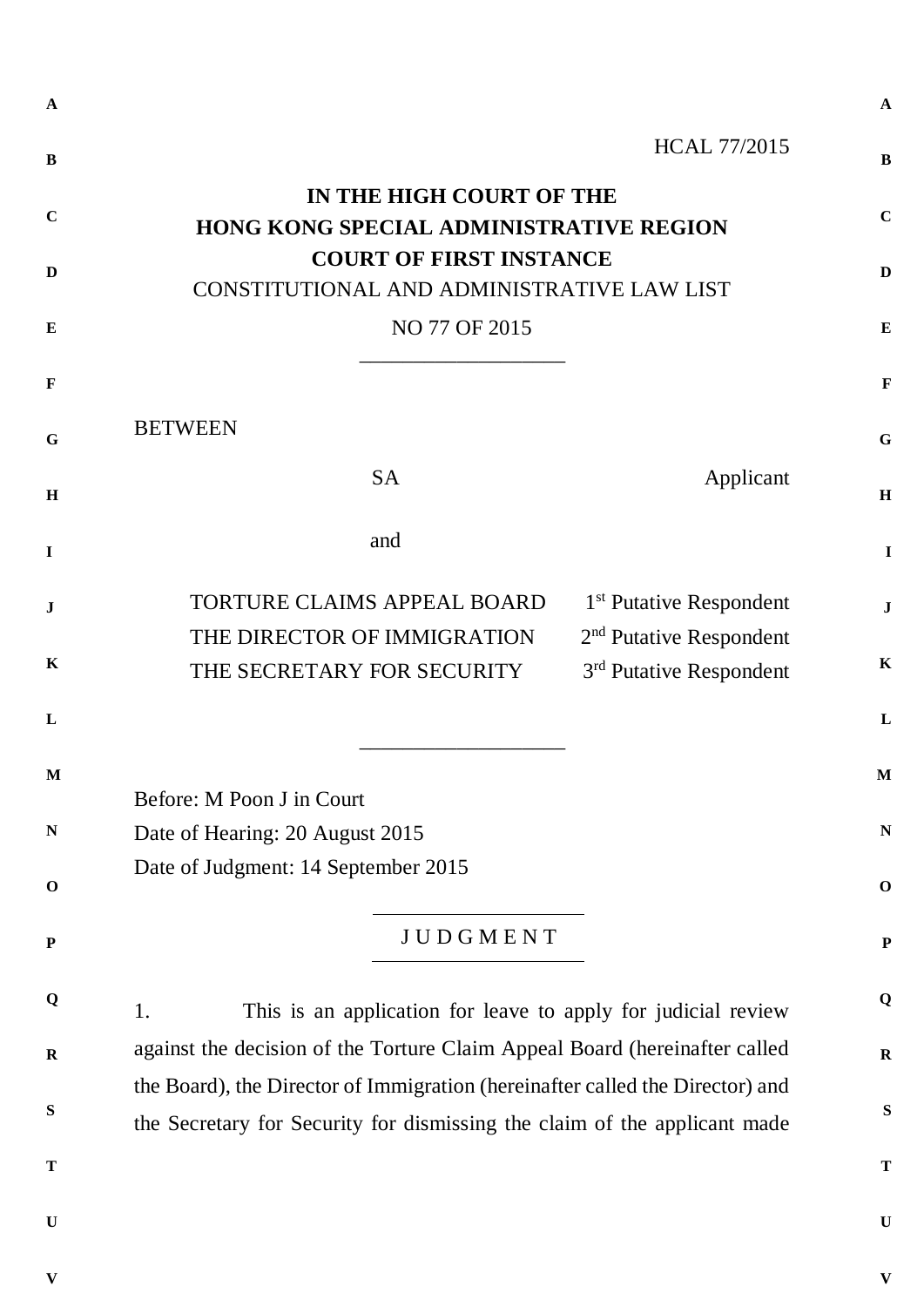HCAL 77/2015

**IN THE HIGH COURT OF THE**
**HONG KONG SPECIAL ADMINISTRATIVE REGION**
**COURT OF FIRST INSTANCE**
CONSTITUTIONAL AND ADMINISTRATIVE LAW LIST

NO 77 OF 2015

---

BETWEEN

| | |
|---|---|
| SA | Applicant |
| and | |
| TORTURE CLAIMS APPEAL BOARD | 1st Putative Respondent |
| THE DIRECTOR OF IMMIGRATION | 2nd Putative Respondent |
| THE SECRETARY FOR SECURITY | 3rd Putative Respondent |

---

Before: M Poon J in Court
Date of Hearing: 20 August 2015
Date of Judgment: 14 September 2015

---

J U D G M E N T

---

1. This is an application for leave to apply for judicial review against the decision of the Torture Claim Appeal Board (hereinafter called the Board), the Director of Immigration (hereinafter called the Director) and the Secretary for Security for dismissing the claim of the applicant made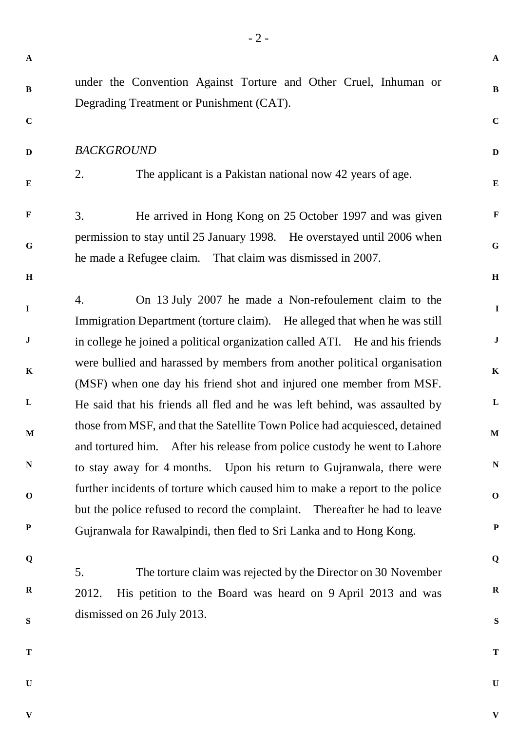under the Convention Against Torture and Other Cruel, Inhuman or Degrading Treatment or Punishment (CAT).

*BACKGROUND*

2. The applicant is a Pakistan national now 42 years of age.

3. He arrived in Hong Kong on 25 October 1997 and was given permission to stay until 25 January 1998. He overstayed until 2006 when he made a Refugee claim. That claim was dismissed in 2007.

4. On 13 July 2007 he made a Non-refoulement claim to the Immigration Department (torture claim). He alleged that when he was still in college he joined a political organization called ATI. He and his friends were bullied and harassed by members from another political organisation (MSF) when one day his friend shot and injured one member from MSF. He said that his friends all fled and he was left behind, was assaulted by those from MSF, and that the Satellite Town Police had acquiesced, detained and tortured him. After his release from police custody he went to Lahore to stay away for 4 months. Upon his return to Gujranwala, there were further incidents of torture which caused him to make a report to the police but the police refused to record the complaint. Thereafter he had to leave Gujranwala for Rawalpindi, then fled to Sri Lanka and to Hong Kong.

5. The torture claim was rejected by the Director on 30 November 2012. His petition to the Board was heard on 9 April 2013 and was dismissed on 26 July 2013.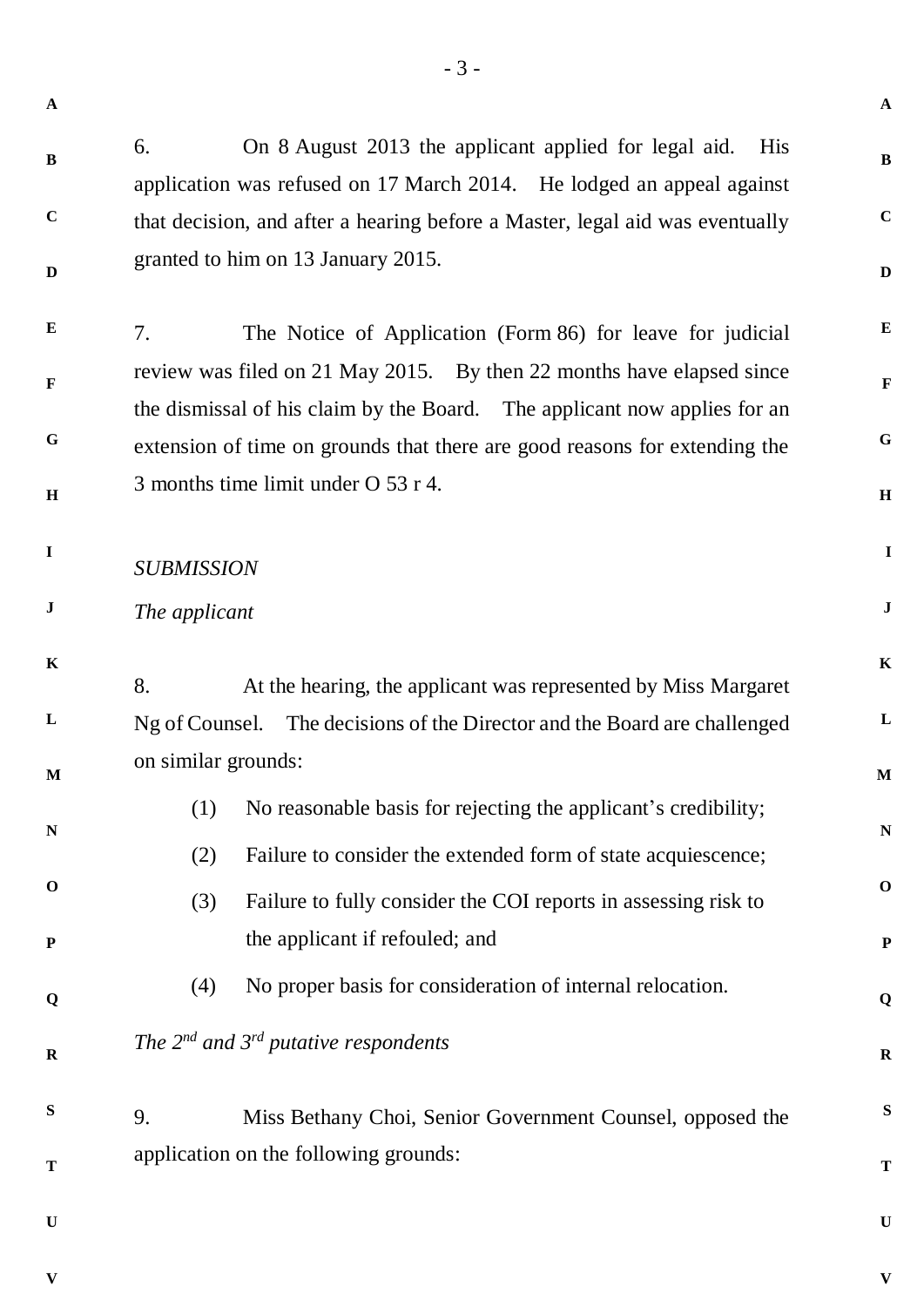6. On 8 August 2013 the applicant applied for legal aid. His application was refused on 17 March 2014. He lodged an appeal against that decision, and after a hearing before a Master, legal aid was eventually granted to him on 13 January 2015.

7. The Notice of Application (Form 86) for leave for judicial review was filed on 21 May 2015. By then 22 months have elapsed since the dismissal of his claim by the Board. The applicant now applies for an extension of time on grounds that there are good reasons for extending the 3 months time limit under O 53 r 4.

*SUBMISSION*

*The applicant*

8. At the hearing, the applicant was represented by Miss Margaret Ng of Counsel. The decisions of the Director and the Board are challenged on similar grounds:

(1) No reasonable basis for rejecting the applicant's credibility;

(2) Failure to consider the extended form of state acquiescence;

(3) Failure to fully consider the COI reports in assessing risk to the applicant if refouled; and

(4) No proper basis for consideration of internal relocation.

*The 2nd and 3rd putative respondents*

9. Miss Bethany Choi, Senior Government Counsel, opposed the application on the following grounds: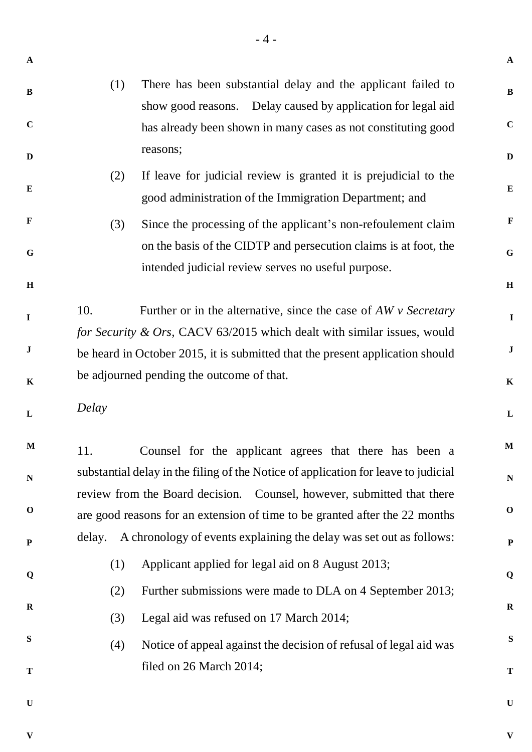(1) There has been substantial delay and the applicant failed to show good reasons. Delay caused by application for legal aid has already been shown in many cases as not constituting good reasons;

(2) If leave for judicial review is granted it is prejudicial to the good administration of the Immigration Department; and

(3) Since the processing of the applicant's non-refoulement claim on the basis of the CIDTP and persecution claims is at foot, the intended judicial review serves no useful purpose.

10. Further or in the alternative, since the case of *AW v Secretary for Security & Ors*, CACV 63/2015 which dealt with similar issues, would be heard in October 2015, it is submitted that the present application should be adjourned pending the outcome of that.

*Delay*

11. Counsel for the applicant agrees that there has been a substantial delay in the filing of the Notice of application for leave to judicial review from the Board decision. Counsel, however, submitted that there are good reasons for an extension of time to be granted after the 22 months delay. A chronology of events explaining the delay was set out as follows:

(1) Applicant applied for legal aid on 8 August 2013;

(2) Further submissions were made to DLA on 4 September 2013;

(3) Legal aid was refused on 17 March 2014;

(4) Notice of appeal against the decision of refusal of legal aid was filed on 26 March 2014;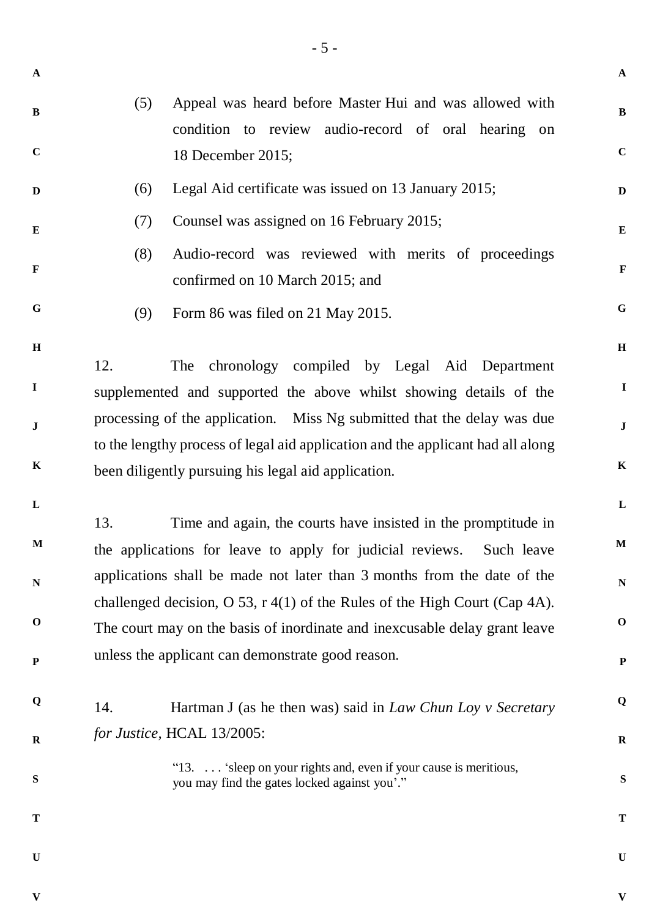(5) Appeal was heard before Master Hui and was allowed with condition to review audio-record of oral hearing on 18 December 2015;

(6) Legal Aid certificate was issued on 13 January 2015;

(7) Counsel was assigned on 16 February 2015;

(8) Audio-record was reviewed with merits of proceedings confirmed on 10 March 2015; and

(9) Form 86 was filed on 21 May 2015.

12. The chronology compiled by Legal Aid Department supplemented and supported the above whilst showing details of the processing of the application. Miss Ng submitted that the delay was due to the lengthy process of legal aid application and the applicant had all along been diligently pursuing his legal aid application.

13. Time and again, the courts have insisted in the promptitude in the applications for leave to apply for judicial reviews. Such leave applications shall be made not later than 3 months from the date of the challenged decision, O 53, r 4(1) of the Rules of the High Court (Cap 4A). The court may on the basis of inordinate and inexcusable delay grant leave unless the applicant can demonstrate good reason.

14. Hartman J (as he then was) said in *Law Chun Loy v Secretary for Justice,* HCAL 13/2005:

> "13. . . . 'sleep on your rights and, even if your cause is meritious, you may find the gates locked against you'."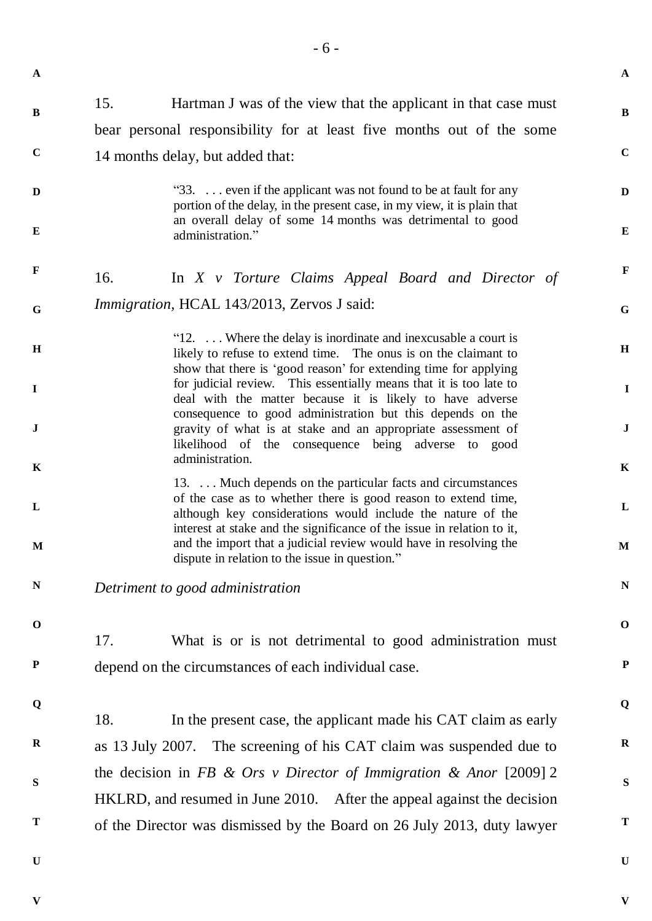15. Hartman J was of the view that the applicant in that case must bear personal responsibility for at least five months out of the some 14 months delay, but added that:

> "33. . . . even if the applicant was not found to be at fault for any portion of the delay, in the present case, in my view, it is plain that an overall delay of some 14 months was detrimental to good administration."

16. In *X v Torture Claims Appeal Board and Director of Immigration*, HCAL 143/2013, Zervos J said:

> "12. . . . Where the delay is inordinate and inexcusable a court is likely to refuse to extend time. The onus is on the claimant to show that there is 'good reason' for extending time for applying for judicial review. This essentially means that it is too late to deal with the matter because it is likely to have adverse consequence to good administration but this depends on the gravity of what is at stake and an appropriate assessment of likelihood of the consequence being adverse to good administration.
>
> 13. . . . Much depends on the particular facts and circumstances of the case as to whether there is good reason to extend time, although key considerations would include the nature of the interest at stake and the significance of the issue in relation to it, and the import that a judicial review would have in resolving the dispute in relation to the issue in question."

*Detriment to good administration*

17. What is or is not detrimental to good administration must depend on the circumstances of each individual case.

18. In the present case, the applicant made his CAT claim as early as 13 July 2007. The screening of his CAT claim was suspended due to the decision in *FB & Ors v Director of Immigration & Anor* [2009] 2 HKLRD, and resumed in June 2010. After the appeal against the decision of the Director was dismissed by the Board on 26 July 2013, duty lawyer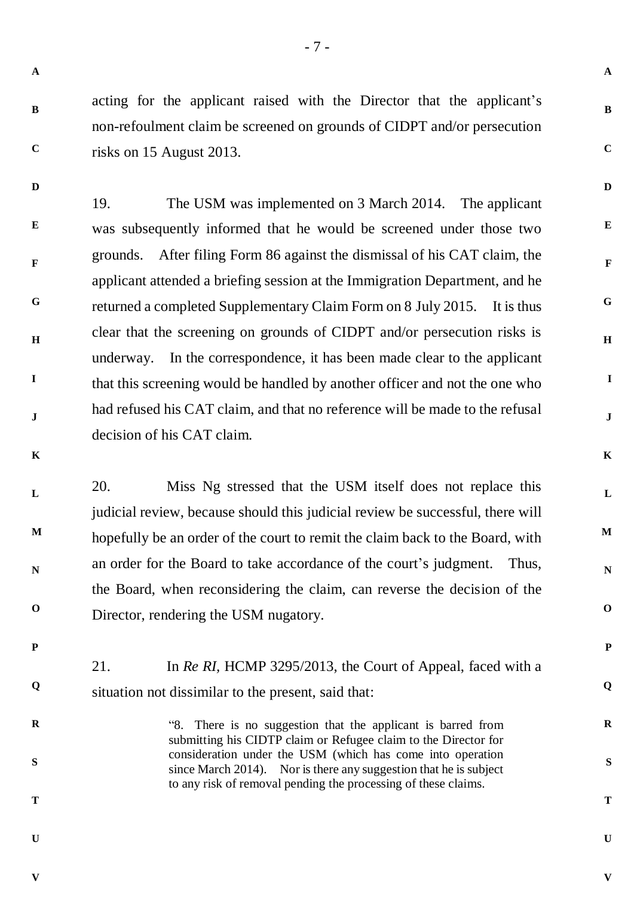acting for the applicant raised with the Director that the applicant's non-refoulment claim be screened on grounds of CIDPT and/or persecution risks on 15 August 2013.

19. The USM was implemented on 3 March 2014. The applicant was subsequently informed that he would be screened under those two grounds. After filing Form 86 against the dismissal of his CAT claim, the applicant attended a briefing session at the Immigration Department, and he returned a completed Supplementary Claim Form on 8 July 2015. It is thus clear that the screening on grounds of CIDPT and/or persecution risks is underway. In the correspondence, it has been made clear to the applicant that this screening would be handled by another officer and not the one who had refused his CAT claim, and that no reference will be made to the refusal decision of his CAT claim.

20. Miss Ng stressed that the USM itself does not replace this judicial review, because should this judicial review be successful, there will hopefully be an order of the court to remit the claim back to the Board, with an order for the Board to take accordance of the court's judgment. Thus, the Board, when reconsidering the claim, can reverse the decision of the Director, rendering the USM nugatory.

21. In *Re RI*, HCMP 3295/2013, the Court of Appeal, faced with a situation not dissimilar to the present, said that:

> "8. There is no suggestion that the applicant is barred from submitting his CIDTP claim or Refugee claim to the Director for consideration under the USM (which has come into operation since March 2014). Nor is there any suggestion that he is subject to any risk of removal pending the processing of these claims.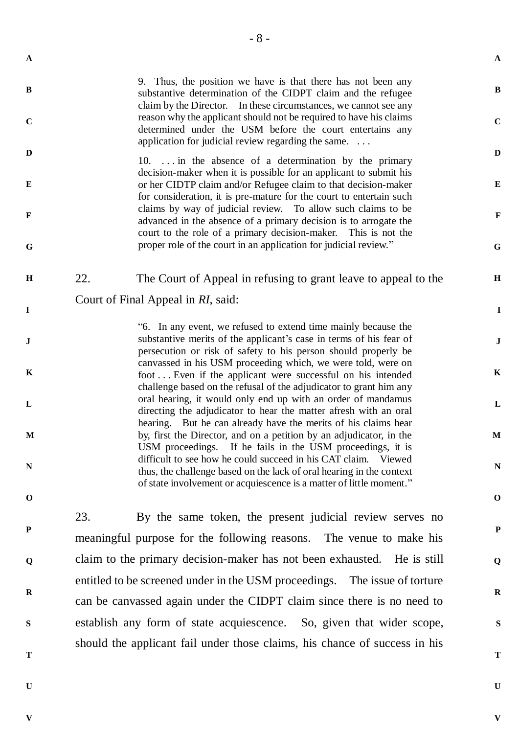> 9. Thus, the position we have is that there has not been any substantive determination of the CIDPT claim and the refugee claim by the Director. In these circumstances, we cannot see any reason why the applicant should not be required to have his claims determined under the USM before the court entertains any application for judicial review regarding the same. . . .
>
> 10. . . . in the absence of a determination by the primary decision-maker when it is possible for an applicant to submit his or her CIDTP claim and/or Refugee claim to that decision-maker for consideration, it is pre-mature for the court to entertain such claims by way of judicial review. To allow such claims to be advanced in the absence of a primary decision is to arrogate the court to the role of a primary decision-maker. This is not the proper role of the court in an application for judicial review."

22. The Court of Appeal in refusing to grant leave to appeal to the Court of Final Appeal in *RI*, said:

> "6. In any event, we refused to extend time mainly because the substantive merits of the applicant's case in terms of his fear of persecution or risk of safety to his person should properly be canvassed in his USM proceeding which, we were told, were on foot . . . Even if the applicant were successful on his intended challenge based on the refusal of the adjudicator to grant him any oral hearing, it would only end up with an order of mandamus directing the adjudicator to hear the matter afresh with an oral hearing. But he can already have the merits of his claims hear by, first the Director, and on a petition by an adjudicator, in the USM proceedings. If he fails in the USM proceedings, it is difficult to see how he could succeed in his CAT claim. Viewed thus, the challenge based on the lack of oral hearing in the context of state involvement or acquiescence is a matter of little moment."

23. By the same token, the present judicial review serves no meaningful purpose for the following reasons. The venue to make his claim to the primary decision-maker has not been exhausted. He is still entitled to be screened under in the USM proceedings. The issue of torture can be canvassed again under the CIDPT claim since there is no need to establish any form of state acquiescence. So, given that wider scope, should the applicant fail under those claims, his chance of success in his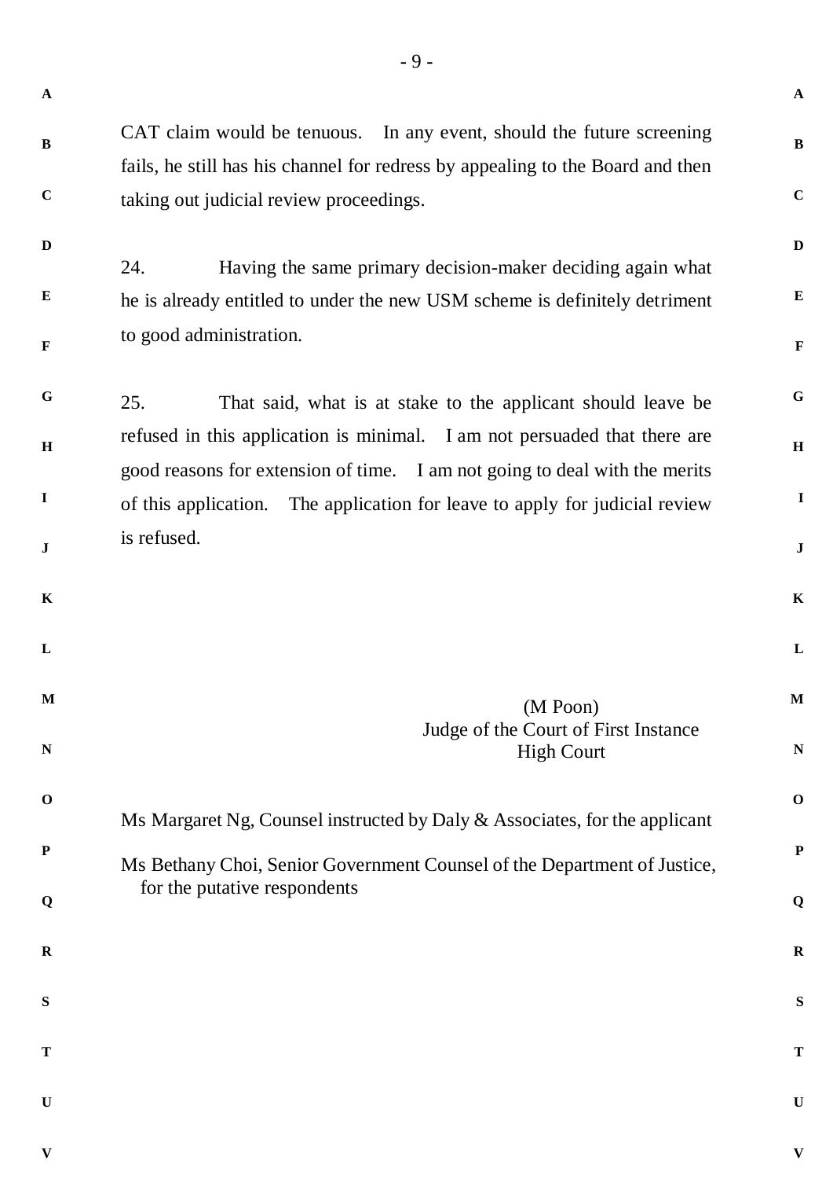CAT claim would be tenuous. In any event, should the future screening fails, he still has his channel for redress by appealing to the Board and then taking out judicial review proceedings.

24. Having the same primary decision-maker deciding again what he is already entitled to under the new USM scheme is definitely detriment to good administration.

25. That said, what is at stake to the applicant should leave be refused in this application is minimal. I am not persuaded that there are good reasons for extension of time. I am not going to deal with the merits of this application. The application for leave to apply for judicial review is refused.

(M Poon)
Judge of the Court of First Instance
High Court

Ms Margaret Ng, Counsel instructed by Daly & Associates, for the applicant

Ms Bethany Choi, Senior Government Counsel of the Department of Justice, for the putative respondents